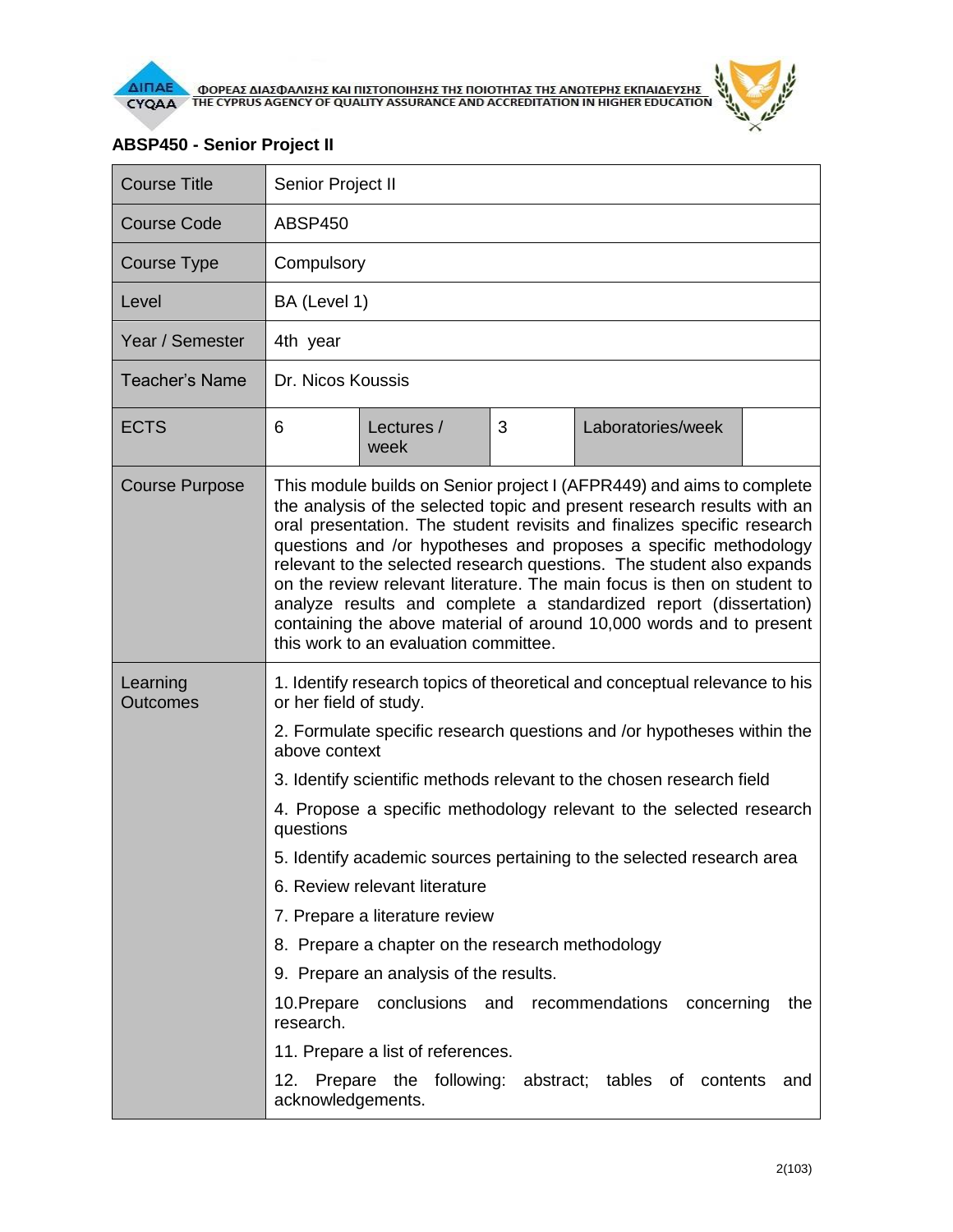## ABSP450 - Senior Project II

| Course Title | Senior Project II | | | | |
|---|---|---|---|---|---|
| Course Code | ABSP450 | | | | |
| Course Type | Compulsory | | | | |
| Level | BA (Level 1) | | | | |
| Year / Semester | 4th year | | | | |
| Teacher's Name | Dr. Nicos Koussis | | | | |
| ECTS | 6 | Lectures / week | 3 | Laboratories/week | |
| Course Purpose | This module builds on Senior project I (AFPR449) and aims to complete the analysis of the selected topic and present research results with an oral presentation. The student revisits and finalizes specific research questions and /or hypotheses and proposes a specific methodology relevant to the selected research questions. The student also expands on the review relevant literature. The main focus is then on student to analyze results and complete a standardized report (dissertation) containing the above material of around 10,000 words and to present this work to an evaluation committee. | | | | |
| Learning Outcomes | 1. Identify research topics of theoretical and conceptual relevance to his or her field of study.<br>2. Formulate specific research questions and /or hypotheses within the above context<br>3. Identify scientific methods relevant to the chosen research field<br>4. Propose a specific methodology relevant to the selected research questions<br>5. Identify academic sources pertaining to the selected research area<br>6. Review relevant literature<br>7. Prepare a literature review<br>8. Prepare a chapter on the research methodology<br>9. Prepare an analysis of the results.<br>10.Prepare conclusions and recommendations concerning the research.<br>11. Prepare a list of references.<br>12. Prepare the following: abstract; tables of contents and acknowledgements. | | | | |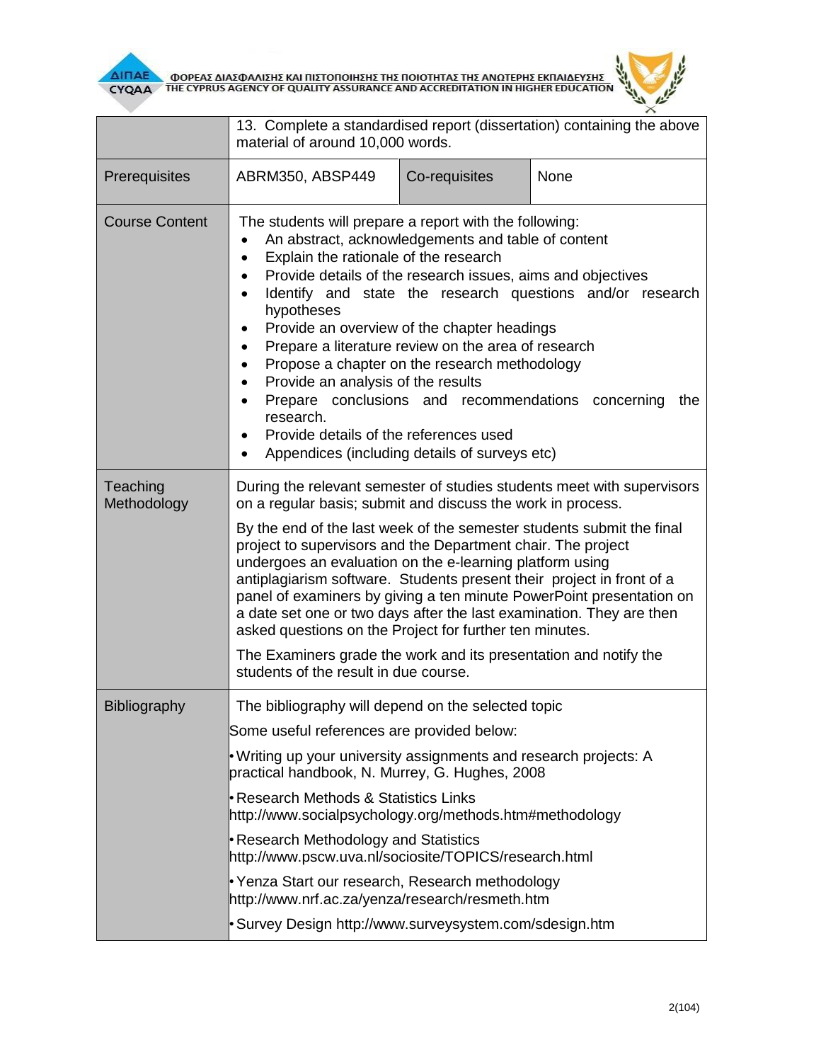| | | | |
|---|---|---|---|
| | 13. Complete a standardised report (dissertation) containing the above material of around 10,000 words. | | |
| Prerequisites | ABRM350, ABSP449 | Co-requisites | None |
| Course Content | The students will prepare a report with the following:<br>• An abstract, acknowledgements and table of content<br>• Explain the rationale of the research<br>• Provide details of the research issues, aims and objectives<br>• Identify and state the research questions and/or research hypotheses<br>• Provide an overview of the chapter headings<br>• Prepare a literature review on the area of research<br>• Propose a chapter on the research methodology<br>• Provide an analysis of the results<br>• Prepare conclusions and recommendations concerning the research.<br>• Provide details of the references used<br>• Appendices (including details of surveys etc) | | |
| Teaching Methodology | During the relevant semester of studies students meet with supervisors on a regular basis; submit and discuss the work in process.<br><br>By the end of the last week of the semester students submit the final project to supervisors and the Department chair. The project undergoes an evaluation on the e-learning platform using antiplagiarism software. Students present their project in front of a panel of examiners by giving a ten minute PowerPoint presentation on a date set one or two days after the last examination. They are then asked questions on the Project for further ten minutes.<br><br>The Examiners grade the work and its presentation and notify the students of the result in due course. | | |
| Bibliography | The bibliography will depend on the selected topic<br><br>Some useful references are provided below:<br><br>• Writing up your university assignments and research projects: A practical handbook, N. Murrey, G. Hughes, 2008<br><br>• Research Methods & Statistics Links http://www.socialpsychology.org/methods.htm#methodology<br><br>• Research Methodology and Statistics http://www.pscw.uva.nl/sociosite/TOPICS/research.html<br><br>• Yenza Start our research, Research methodology http://www.nrf.ac.za/yenza/research/resmeth.htm<br><br>• Survey Design http://www.surveysystem.com/sdesign.htm | | |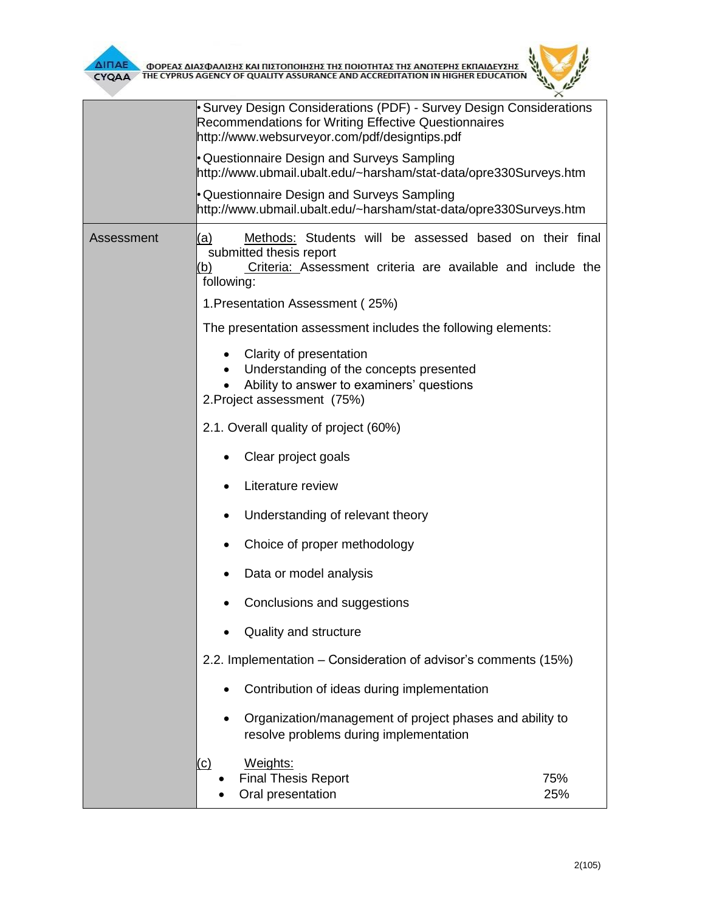| | |
|---|---|
| | • Survey Design Considerations (PDF) - Survey Design Considerations Recommendations for Writing Effective Questionnaires http://www.websurveyor.com/pdf/designtips.pdf<br><br>• Questionnaire Design and Surveys Sampling http://www.ubmail.ubalt.edu/~harsham/stat-data/opre330Surveys.htm<br><br>• Questionnaire Design and Surveys Sampling http://www.ubmail.ubalt.edu/~harsham/stat-data/opre330Surveys.htm |
| Assessment | (a) Methods: Students will be assessed based on their final submitted thesis report<br>(b) Criteria: Assessment criteria are available and include the following:<br><br>1.Presentation Assessment ( 25%)<br><br>The presentation assessment includes the following elements:<br><br>• Clarity of presentation<br>• Understanding of the concepts presented<br>• Ability to answer to examiners' questions<br><br>2.Project assessment (75%)<br><br>2.1. Overall quality of project (60%)<br><br>• Clear project goals<br>• Literature review<br>• Understanding of relevant theory<br>• Choice of proper methodology<br>• Data or model analysis<br>• Conclusions and suggestions<br>• Quality and structure<br><br>2.2. Implementation – Consideration of advisor's comments (15%)<br><br>• Contribution of ideas during implementation<br>• Organization/management of project phases and ability to resolve problems during implementation<br><br>(c) Weights:<br>• Final Thesis Report 75%<br>• Oral presentation 25% |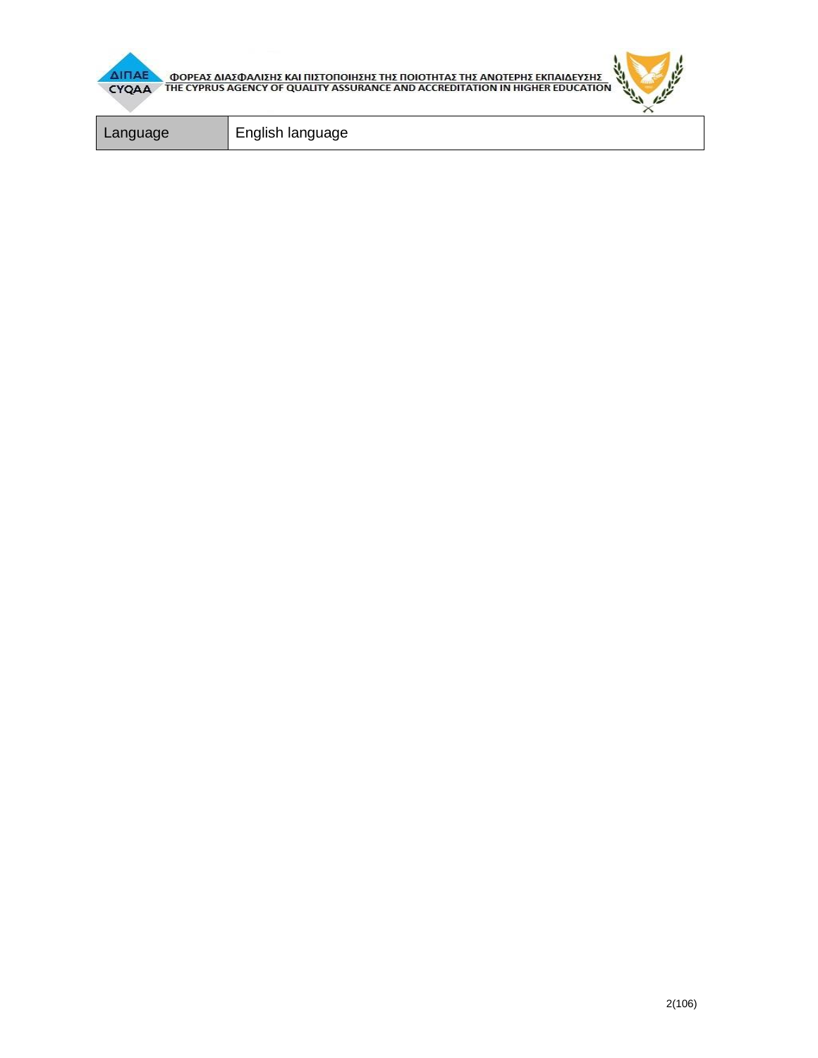| | |
|---|---|
| Language | English language |